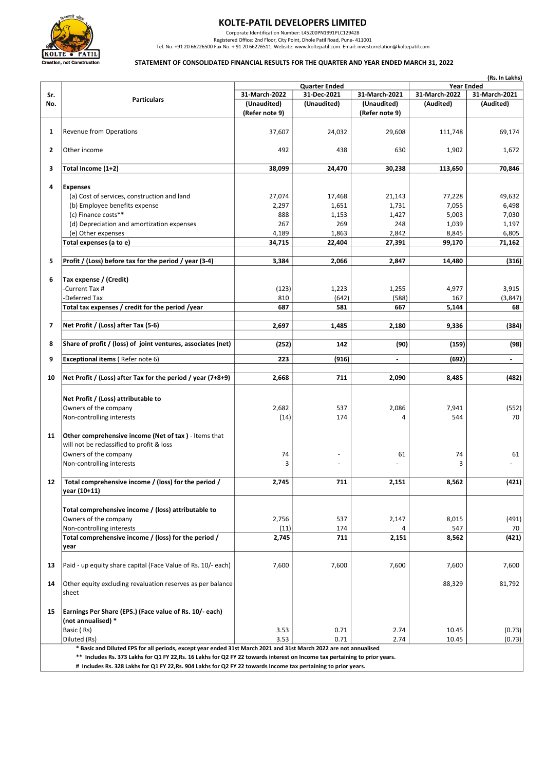# KOLTE-PATIL DEVELOPERS LIMITED

Corporate Identification Number: L45200PN1991PLC129428
Registered Office: 2nd Floor, City Point, Dhole Patil Road, Pune- 411001
Tel. No. +91 20 66226500 Fax No. + 91 20 66226511. Website: www.koltepatil.com. Email: investorrelation@koltepatil.com

## STATEMENT OF CONSOLIDATED FINANCIAL RESULTS FOR THE QUARTER AND YEAR ENDED MARCH 31, 2022

(Rs. In Lakhs)

| Sr. No. | Particulars | Quarter Ended | | | Year Ended | |
|---|---|---|---|---|---|---|
| | | 31-March-2022 (Unaudited) (Refer note 9) | 31-Dec-2021 (Unaudited) | 31-March-2021 (Unaudited) (Refer note 9) | 31-March-2022 (Audited) | 31-March-2021 (Audited) |
| 1 | Revenue from Operations | 37,607 | 24,032 | 29,608 | 111,748 | 69,174 |
| 2 | Other income | 492 | 438 | 630 | 1,902 | 1,672 |
| 3 | **Total Income (1+2)** | **38,099** | **24,470** | **30,238** | **113,650** | **70,846** |
| 4 | **Expenses** | | | | | |
| | (a) Cost of services, construction and land | 27,074 | 17,468 | 21,143 | 77,228 | 49,632 |
| | (b) Employee benefits expense | 2,297 | 1,651 | 1,731 | 7,055 | 6,498 |
| | (c) Finance costs** | 888 | 1,153 | 1,427 | 5,003 | 7,030 |
| | (d) Depreciation and amortization expenses | 267 | 269 | 248 | 1,039 | 1,197 |
| | (e) Other expenses | 4,189 | 1,863 | 2,842 | 8,845 | 6,805 |
| | **Total expenses (a to e)** | **34,715** | **22,404** | **27,391** | **99,170** | **71,162** |
| 5 | **Profit / (Loss) before tax for the period / year (3-4)** | **3,384** | **2,066** | **2,847** | **14,480** | **(316)** |
| 6 | **Tax expense / (Credit)** | | | | | |
| | -Current Tax # | (123) | 1,223 | 1,255 | 4,977 | 3,915 |
| | -Deferred Tax | 810 | (642) | (588) | 167 | (3,847) |
| | **Total tax expenses / credit for the period /year** | **687** | **581** | **667** | **5,144** | **68** |
| 7 | **Net Profit / (Loss) after Tax (5-6)** | **2,697** | **1,485** | **2,180** | **9,336** | **(384)** |
| 8 | **Share of profit / (loss) of joint ventures, associates (net)** | **(252)** | **142** | **(90)** | **(159)** | **(98)** |
| 9 | **Exceptional items** ( Refer note 6) | **223** | **(916)** | **-** | **(692)** | **-** |
| 10 | **Net Profit / (Loss) after Tax for the period / year (7+8+9)** | **2,668** | **711** | **2,090** | **8,485** | **(482)** |
| | **Net Profit / (Loss) attributable to** | | | | | |
| | Owners of the company | 2,682 | 537 | 2,086 | 7,941 | (552) |
| | Non-controlling interests | (14) | 174 | 4 | 544 | 70 |
| 11 | **Other comprehensive income (Net of tax )** - Items that will not be reclassified to profit & loss | | | | | |
| | Owners of the company | 74 | - | 61 | 74 | 61 |
| | Non-controlling interests | 3 | - | - | 3 | - |
| 12 | **Total comprehensive income / (loss) for the period / year (10+11)** | **2,745** | **711** | **2,151** | **8,562** | **(421)** |
| | **Total comprehensive income / (loss) attributable to** | | | | | |
| | Owners of the company | 2,756 | 537 | 2,147 | 8,015 | (491) |
| | Non-controlling interests | (11) | 174 | 4 | 547 | 70 |
| | **Total comprehensive income / (loss) for the period / year** | **2,745** | **711** | **2,151** | **8,562** | **(421)** |
| 13 | Paid - up equity share capital (Face Value of Rs. 10/- each) | 7,600 | 7,600 | 7,600 | 7,600 | 7,600 |
| 14 | Other equity excluding revaluation reserves as per balance sheet | | | | 88,329 | 81,792 |
| 15 | **Earnings Per Share (EPS.) (Face value of Rs. 10/- each) (not annualised) *** | | | | | |
| | Basic ( Rs) | 3.53 | 0.71 | 2.74 | 10.45 | (0.73) |
| | Diluted (Rs) | 3.53 | 0.71 | 2.74 | 10.45 | (0.73) |

**\* Basic and Diluted EPS for all periods, except year ended 31st March 2021 and 31st March 2022 are not annualised**

**\*\* Includes Rs. 373 Lakhs for Q1 FY 22,Rs. 16 Lakhs for Q2 FY 22 towards interest on Income tax pertaining to prior years.**

**# Includes Rs. 328 Lakhs for Q1 FY 22,Rs. 904 Lakhs for Q2 FY 22 towards Income tax pertaining to prior years.**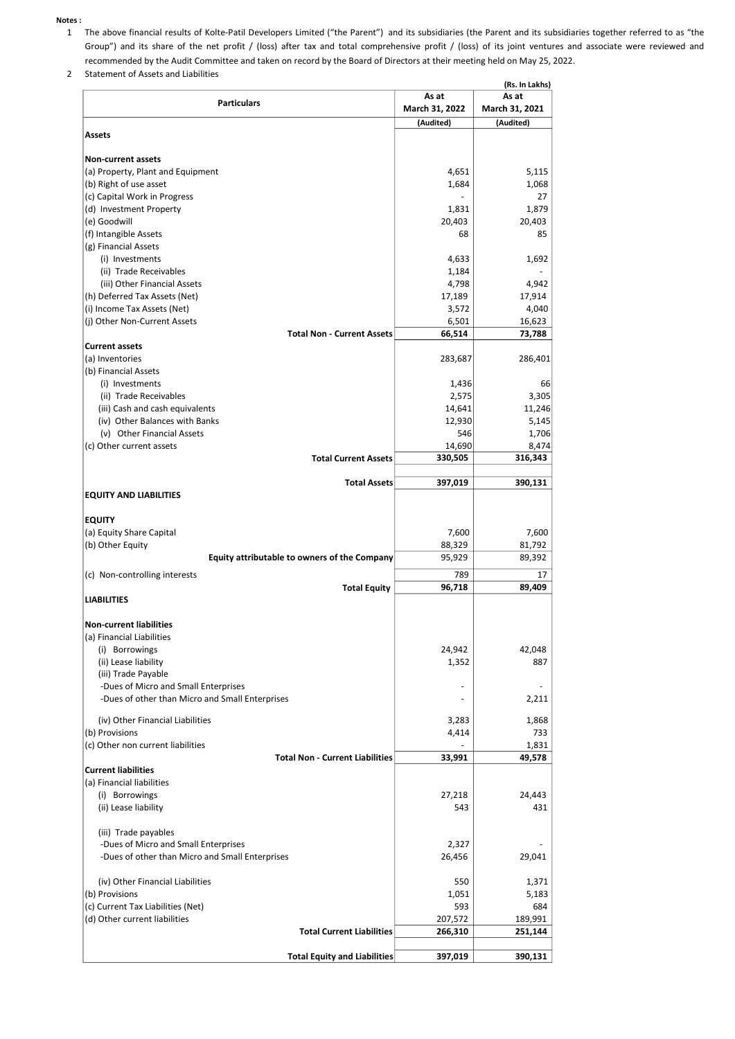**Notes :**

1. The above financial results of Kolte-Patil Developers Limited ("the Parent") and its subsidiaries (the Parent and its subsidiaries together referred to as "the Group") and its share of the net profit / (loss) after tax and total comprehensive profit / (loss) of its joint ventures and associate were reviewed and recommended by the Audit Committee and taken on record by the Board of Directors at their meeting held on May 25, 2022.
2. Statement of Assets and Liabilities

(Rs. In Lakhs)

| Particulars | As at March 31, 2022 | As at March 31, 2021 |
|---|---|---|
| | (Audited) | (Audited) |
| **Assets** | | |
| **Non-current assets** | | |
| (a) Property, Plant and Equipment | 4,651 | 5,115 |
| (b) Right of use asset | 1,684 | 1,068 |
| (c) Capital Work in Progress | - | 27 |
| (d) Investment Property | 1,831 | 1,879 |
| (e) Goodwill | 20,403 | 20,403 |
| (f) Intangible Assets | 68 | 85 |
| (g) Financial Assets | | |
| (i) Investments | 4,633 | 1,692 |
| (ii) Trade Receivables | 1,184 | - |
| (iii) Other Financial Assets | 4,798 | 4,942 |
| (h) Deferred Tax Assets (Net) | 17,189 | 17,914 |
| (i) Income Tax Assets (Net) | 3,572 | 4,040 |
| (j) Other Non-Current Assets | 6,501 | 16,623 |
| **Total Non - Current Assets** | **66,514** | **73,788** |
| **Current assets** | | |
| (a) Inventories | 283,687 | 286,401 |
| (b) Financial Assets | | |
| (i) Investments | 1,436 | 66 |
| (ii) Trade Receivables | 2,575 | 3,305 |
| (iii) Cash and cash equivalents | 14,641 | 11,246 |
| (iv) Other Balances with Banks | 12,930 | 5,145 |
| (v) Other Financial Assets | 546 | 1,706 |
| (c) Other current assets | 14,690 | 8,474 |
| **Total Current Assets** | **330,505** | **316,343** |
| **Total Assets** | **397,019** | **390,131** |
| **EQUITY AND LIABILITIES** | | |
| **EQUITY** | | |
| (a) Equity Share Capital | 7,600 | 7,600 |
| (b) Other Equity | 88,329 | 81,792 |
| **Equity attributable to owners of the Company** | **95,929** | **89,392** |
| (c) Non-controlling interests | 789 | 17 |
| **Total Equity** | **96,718** | **89,409** |
| **LIABILITIES** | | |
| **Non-current liabilities** | | |
| (a) Financial Liabilities | | |
| (i) Borrowings | 24,942 | 42,048 |
| (ii) Lease liability | 1,352 | 887 |
| (iii) Trade Payable | | |
| -Dues of Micro and Small Enterprises | - | - |
| -Dues of other than Micro and Small Enterprises | - | 2,211 |
| (iv) Other Financial Liabilities | 3,283 | 1,868 |
| (b) Provisions | 4,414 | 733 |
| (c) Other non current liabilities | - | 1,831 |
| **Total Non - Current Liabilities** | **33,991** | **49,578** |
| **Current liabilities** | | |
| (a) Financial liabilities | | |
| (i) Borrowings | 27,218 | 24,443 |
| (ii) Lease liability | 543 | 431 |
| (iii) Trade payables | | |
| -Dues of Micro and Small Enterprises | 2,327 | - |
| -Dues of other than Micro and Small Enterprises | 26,456 | 29,041 |
| (iv) Other Financial Liabilities | 550 | 1,371 |
| (b) Provisions | 1,051 | 5,183 |
| (c) Current Tax Liabilities (Net) | 593 | 684 |
| (d) Other current liabilities | 207,572 | 189,991 |
| **Total Current Liabilities** | **266,310** | **251,144** |
| **Total Equity and Liabilities** | **397,019** | **390,131** |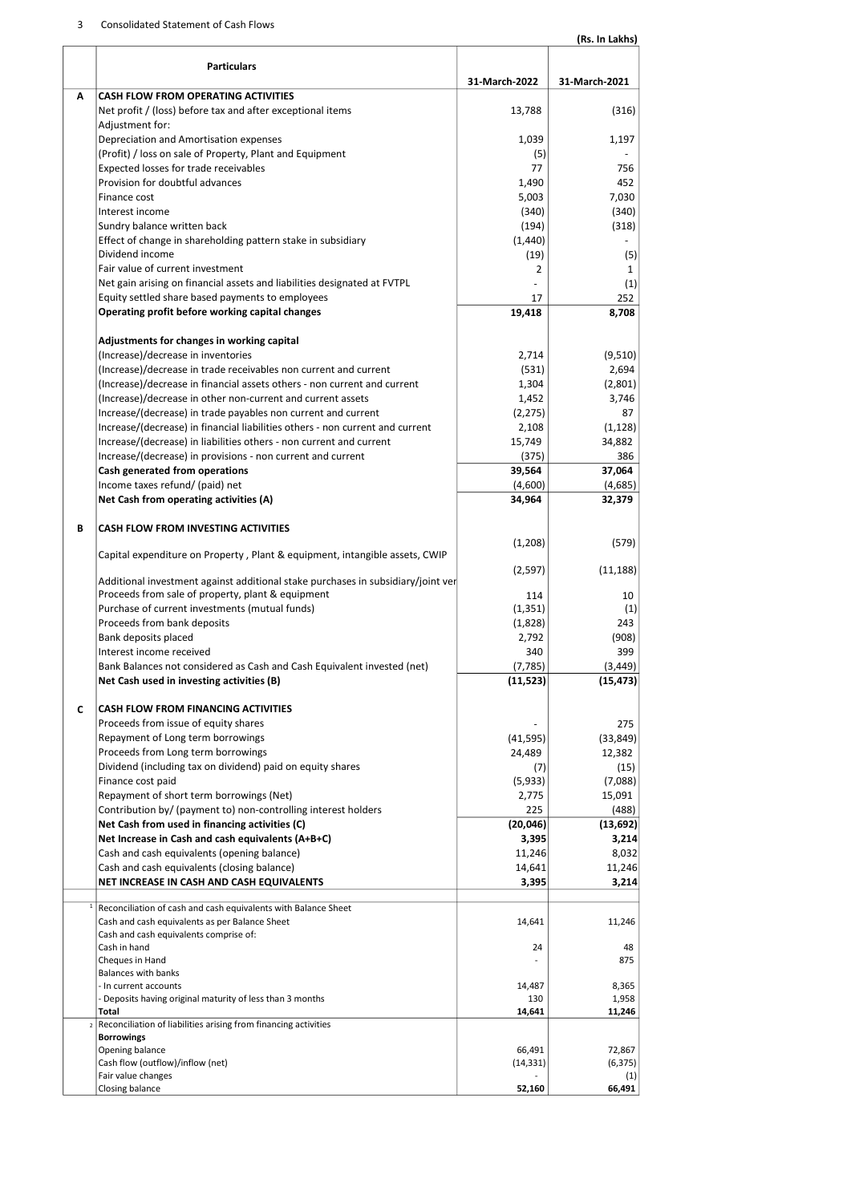## 3 Consolidated Statement of Cash Flows

**(Rs. In Lakhs)**

| | **Particulars** | **31-March-2022** | **31-March-2021** |
|---|---|---|---|
| **A** | **CASH FLOW FROM OPERATING ACTIVITIES** | | |
| | Net profit / (loss) before tax and after exceptional items | 13,788 | (316) |
| | Adjustment for: | | |
| | Depreciation and Amortisation expenses | 1,039 | 1,197 |
| | (Profit) / loss on sale of Property, Plant and Equipment | (5) | - |
| | Expected losses for trade receivables | 77 | 756 |
| | Provision for doubtful advances | 1,490 | 452 |
| | Finance cost | 5,003 | 7,030 |
| | Interest income | (340) | (340) |
| | Sundry balance written back | (194) | (318) |
| | Effect of change in shareholding pattern stake in subsidiary | (1,440) | - |
| | Dividend income | (19) | (5) |
| | Fair value of current investment | 2 | 1 |
| | Net gain arising on financial assets and liabilities designated at FVTPL | - | (1) |
| | Equity settled share based payments to employees | 17 | 252 |
| | **Operating profit before working capital changes** | **19,418** | **8,708** |
| | | | |
| | **Adjustments for changes in working capital** | | |
| | (Increase)/decrease in inventories | 2,714 | (9,510) |
| | (Increase)/decrease in trade receivables non current and current | (531) | 2,694 |
| | (Increase)/decrease in financial assets others - non current and current | 1,304 | (2,801) |
| | (Increase)/decrease in other non-current and current assets | 1,452 | 3,746 |
| | Increase/(decrease) in trade payables non current and current | (2,275) | 87 |
| | Increase/(decrease) in financial liabilities others - non current and current | 2,108 | (1,128) |
| | Increase/(decrease) in liabilities others - non current and current | 15,749 | 34,882 |
| | Increase/(decrease) in provisions - non current and current | (375) | 386 |
| | **Cash generated from operations** | **39,564** | **37,064** |
| | Income taxes refund/ (paid) net | (4,600) | (4,685) |
| | **Net Cash from operating activities (A)** | **34,964** | **32,379** |
| | | | |
| **B** | **CASH FLOW FROM INVESTING ACTIVITIES** | | |
| | Capital expenditure on Property , Plant & equipment, intangible assets, CWIP | (1,208) | (579) |
| | Additional investment against additional stake purchases in subsidiary/joint ver | (2,597) | (11,188) |
| | Proceeds from sale of property, plant & equipment | 114 | 10 |
| | Purchase of current investments (mutual funds) | (1,351) | (1) |
| | Proceeds from bank deposits | (1,828) | 243 |
| | Bank deposits placed | 2,792 | (908) |
| | Interest income received | 340 | 399 |
| | Bank Balances not considered as Cash and Cash Equivalent invested (net) | (7,785) | (3,449) |
| | **Net Cash used in investing activities (B)** | **(11,523)** | **(15,473)** |
| | | | |
| **C** | **CASH FLOW FROM FINANCING ACTIVITIES** | | |
| | Proceeds from issue of equity shares | - | 275 |
| | Repayment of Long term borrowings | (41,595) | (33,849) |
| | Proceeds from Long term borrowings | 24,489 | 12,382 |
| | Dividend (including tax on dividend) paid on equity shares | (7) | (15) |
| | Finance cost paid | (5,933) | (7,088) |
| | Repayment of short term borrowings (Net) | 2,775 | 15,091 |
| | Contribution by/ (payment to) non-controlling interest holders | 225 | (488) |
| | **Net Cash from used in financing activities (C)** | **(20,046)** | **(13,692)** |
| | **Net Increase in Cash and cash equivalents (A+B+C)** | **3,395** | **3,214** |
| | Cash and cash equivalents (opening balance) | 11,246 | 8,032 |
| | Cash and cash equivalents (closing balance) | 14,641 | 11,246 |
| | **NET INCREASE IN CASH AND CASH EQUIVALENTS** | **3,395** | **3,214** |
| | | | |
| 1 | Reconciliation of cash and cash equivalents with Balance Sheet | | |
| | Cash and cash equivalents as per Balance Sheet | 14,641 | 11,246 |
| | Cash and cash equivalents comprise of: | | |
| | Cash in hand | 24 | 48 |
| | Cheques in Hand | - | 875 |
| | Balances with banks | | |
| | - In current accounts | 14,487 | 8,365 |
| | - Deposits having original maturity of less than 3 months | 130 | 1,958 |
| | **Total** | **14,641** | **11,246** |
| 2 | Reconciliation of liabilities arising from financing activities | | |
| | **Borrowings** | | |
| | Opening balance | 66,491 | 72,867 |
| | Cash flow (outflow)/inflow (net) | (14,331) | (6,375) |
| | Fair value changes | - | (1) |
| | Closing balance | **52,160** | **66,491** |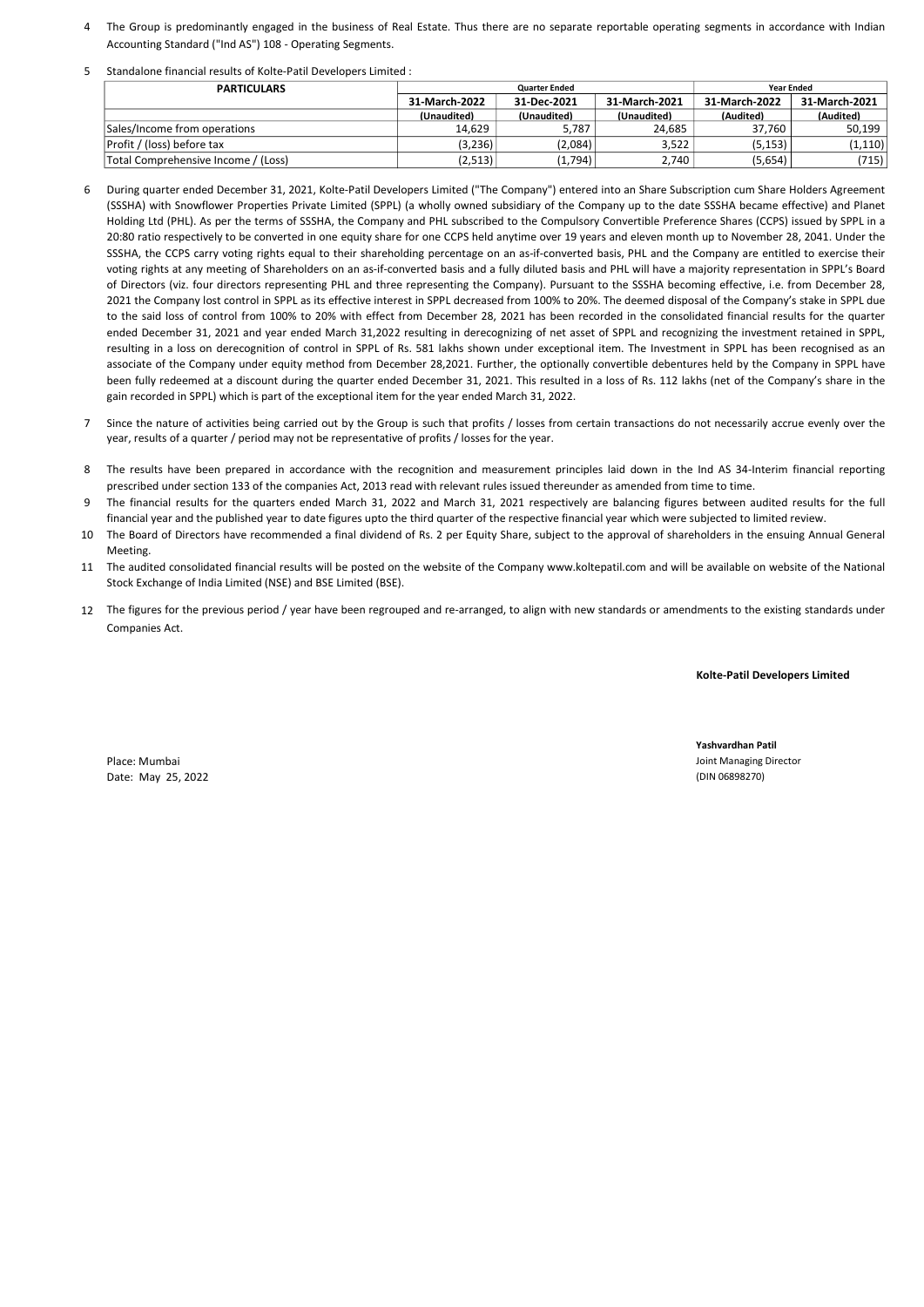4 The Group is predominantly engaged in the business of Real Estate. Thus there are no separate reportable operating segments in accordance with Indian Accounting Standard ("Ind AS") 108 - Operating Segments.

5 Standalone financial results of Kolte-Patil Developers Limited :

| PARTICULARS | Quarter Ended | | | Year Ended | |
|---|---|---|---|---|---|
| | 31-March-2022 | 31-Dec-2021 | 31-March-2021 | 31-March-2022 | 31-March-2021 |
| | (Unaudited) | (Unaudited) | (Unaudited) | (Audited) | (Audited) |
| Sales/Income from operations | 14,629 | 5,787 | 24,685 | 37,760 | 50,199 |
| Profit / (loss) before tax | (3,236) | (2,084) | 3,522 | (5,153) | (1,110) |
| Total Comprehensive Income / (Loss) | (2,513) | (1,794) | 2,740 | (5,654) | (715) |

6 During quarter ended December 31, 2021, Kolte-Patil Developers Limited ("The Company") entered into an Share Subscription cum Share Holders Agreement (SSSHA) with Snowflower Properties Private Limited (SPPL) (a wholly owned subsidiary of the Company up to the date SSSHA became effective) and Planet Holding Ltd (PHL). As per the terms of SSSHA, the Company and PHL subscribed to the Compulsory Convertible Preference Shares (CCPS) issued by SPPL in a 20:80 ratio respectively to be converted in one equity share for one CCPS held anytime over 19 years and eleven month up to November 28, 2041. Under the SSSHA, the CCPS carry voting rights equal to their shareholding percentage on an as-if-converted basis, PHL and the Company are entitled to exercise their voting rights at any meeting of Shareholders on an as-if-converted basis and a fully diluted basis and PHL will have a majority representation in SPPL's Board of Directors (viz. four directors representing PHL and three representing the Company). Pursuant to the SSSHA becoming effective, i.e. from December 28, 2021 the Company lost control in SPPL as its effective interest in SPPL decreased from 100% to 20%. The deemed disposal of the Company's stake in SPPL due to the said loss of control from 100% to 20% with effect from December 28, 2021 has been recorded in the consolidated financial results for the quarter ended December 31, 2021 and year ended March 31,2022 resulting in derecognizing of net asset of SPPL and recognizing the investment retained in SPPL, resulting in a loss on derecognition of control in SPPL of Rs. 581 lakhs shown under exceptional item. The Investment in SPPL has been recognised as an associate of the Company under equity method from December 28,2021. Further, the optionally convertible debentures held by the Company in SPPL have been fully redeemed at a discount during the quarter ended December 31, 2021. This resulted in a loss of Rs. 112 lakhs (net of the Company's share in the gain recorded in SPPL) which is part of the exceptional item for the year ended March 31, 2022.

7 Since the nature of activities being carried out by the Group is such that profits / losses from certain transactions do not necessarily accrue evenly over the year, results of a quarter / period may not be representative of profits / losses for the year.

8 The results have been prepared in accordance with the recognition and measurement principles laid down in the Ind AS 34-Interim financial reporting prescribed under section 133 of the companies Act, 2013 read with relevant rules issued thereunder as amended from time to time.

9 The financial results for the quarters ended March 31, 2022 and March 31, 2021 respectively are balancing figures between audited results for the full financial year and the published year to date figures upto the third quarter of the respective financial year which were subjected to limited review.

10 The Board of Directors have recommended a final dividend of Rs. 2 per Equity Share, subject to the approval of shareholders in the ensuing Annual General Meeting.

11 The audited consolidated financial results will be posted on the website of the Company www.koltepatil.com and will be available on website of the National Stock Exchange of India Limited (NSE) and BSE Limited (BSE).

12 The figures for the previous period / year have been regrouped and re-arranged, to align with new standards or amendments to the existing standards under Companies Act.

**Kolte-Patil Developers Limited**

**Yashvardhan Patil**
Joint Managing Director
(DIN 06898270)

Place: Mumbai
Date: May 25, 2022